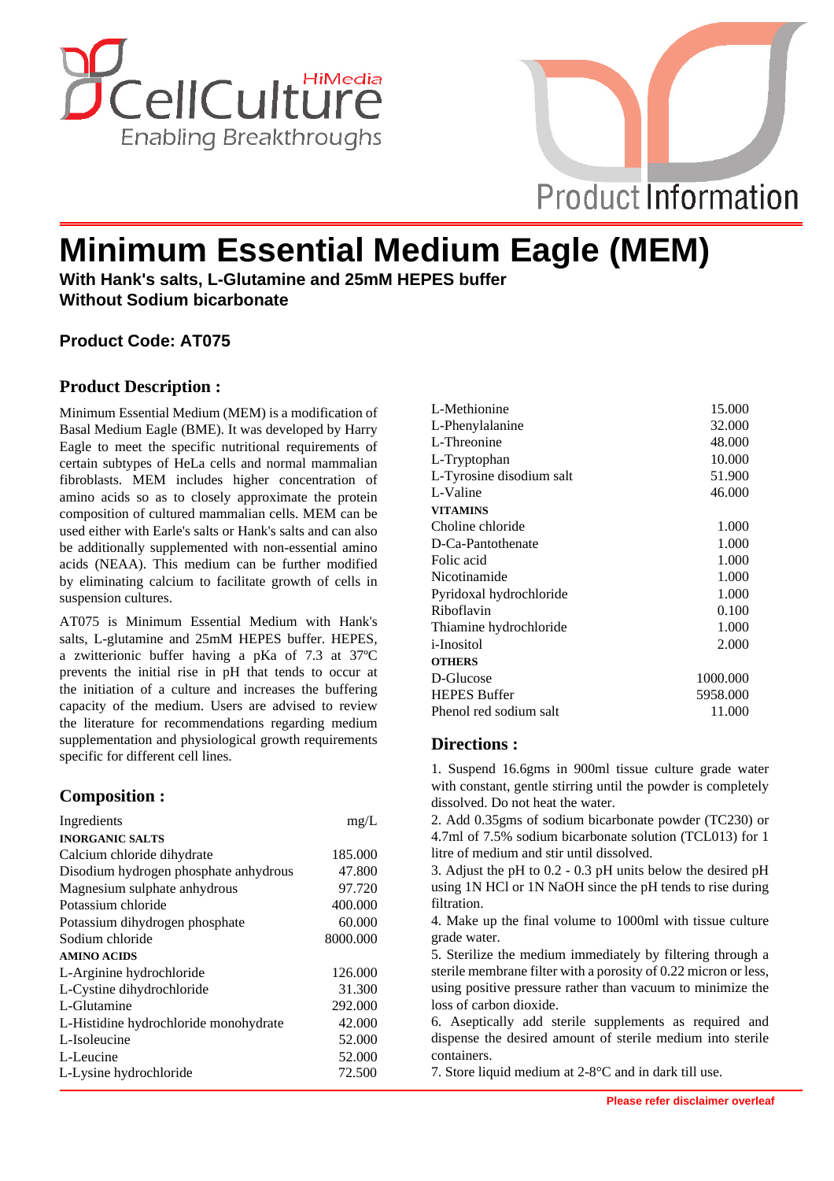# Minimum Essential Medium Eagle (MEM)

**With Hank's salts, L-Glutamine and 25mM HEPES buffer**
**Without Sodium bicarbonate**

## Product Code: AT075

## Product Description :

Minimum Essential Medium (MEM) is a modification of Basal Medium Eagle (BME). It was developed by Harry Eagle to meet the specific nutritional requirements of certain subtypes of HeLa cells and normal mammalian fibroblasts. MEM includes higher concentration of amino acids so as to closely approximate the protein composition of cultured mammalian cells. MEM can be used either with Earle's salts or Hank's salts and can also be additionally supplemented with non-essential amino acids (NEAA). This medium can be further modified by eliminating calcium to facilitate growth of cells in suspension cultures.

AT075 is Minimum Essential Medium with Hank's salts, L-glutamine and 25mM HEPES buffer. HEPES, a zwitterionic buffer having a pKa of 7.3 at 37ºC prevents the initial rise in pH that tends to occur at the initiation of a culture and increases the buffering capacity of the medium. Users are advised to review the literature for recommendations regarding medium supplementation and physiological growth requirements specific for different cell lines.

## Composition :

| Ingredients | mg/L |
|---|---|
| **INORGANIC SALTS** | |
| Calcium chloride dihydrate | 185.000 |
| Disodium hydrogen phosphate anhydrous | 47.800 |
| Magnesium sulphate anhydrous | 97.720 |
| Potassium chloride | 400.000 |
| Potassium dihydrogen phosphate | 60.000 |
| Sodium chloride | 8000.000 |
| **AMINO ACIDS** | |
| L-Arginine hydrochloride | 126.000 |
| L-Cystine dihydrochloride | 31.300 |
| L-Glutamine | 292.000 |
| L-Histidine hydrochloride monohydrate | 42.000 |
| L-Isoleucine | 52.000 |
| L-Leucine | 52.000 |
| L-Lysine hydrochloride | 72.500 |
| L-Methionine | 15.000 |
| L-Phenylalanine | 32.000 |
| L-Threonine | 48.000 |
| L-Tryptophan | 10.000 |
| L-Tyrosine disodium salt | 51.900 |
| L-Valine | 46.000 |
| **VITAMINS** | |
| Choline chloride | 1.000 |
| D-Ca-Pantothenate | 1.000 |
| Folic acid | 1.000 |
| Nicotinamide | 1.000 |
| Pyridoxal hydrochloride | 1.000 |
| Riboflavin | 0.100 |
| Thiamine hydrochloride | 1.000 |
| i-Inositol | 2.000 |
| **OTHERS** | |
| D-Glucose | 1000.000 |
| HEPES Buffer | 5958.000 |
| Phenol red sodium salt | 11.000 |

## Directions :

1. Suspend 16.6gms in 900ml tissue culture grade water with constant, gentle stirring until the powder is completely dissolved. Do not heat the water.
2. Add 0.35gms of sodium bicarbonate powder (TC230) or 4.7ml of 7.5% sodium bicarbonate solution (TCL013) for 1 litre of medium and stir until dissolved.
3. Adjust the pH to 0.2 - 0.3 pH units below the desired pH using 1N HCl or 1N NaOH since the pH tends to rise during filtration.
4. Make up the final volume to 1000ml with tissue culture grade water.
5. Sterilize the medium immediately by filtering through a sterile membrane filter with a porosity of 0.22 micron or less, using positive pressure rather than vacuum to minimize the loss of carbon dioxide.
6. Aseptically add sterile supplements as required and dispense the desired amount of sterile medium into sterile containers.
7. Store liquid medium at 2-8°C and in dark till use.

**Please refer disclaimer overleaf**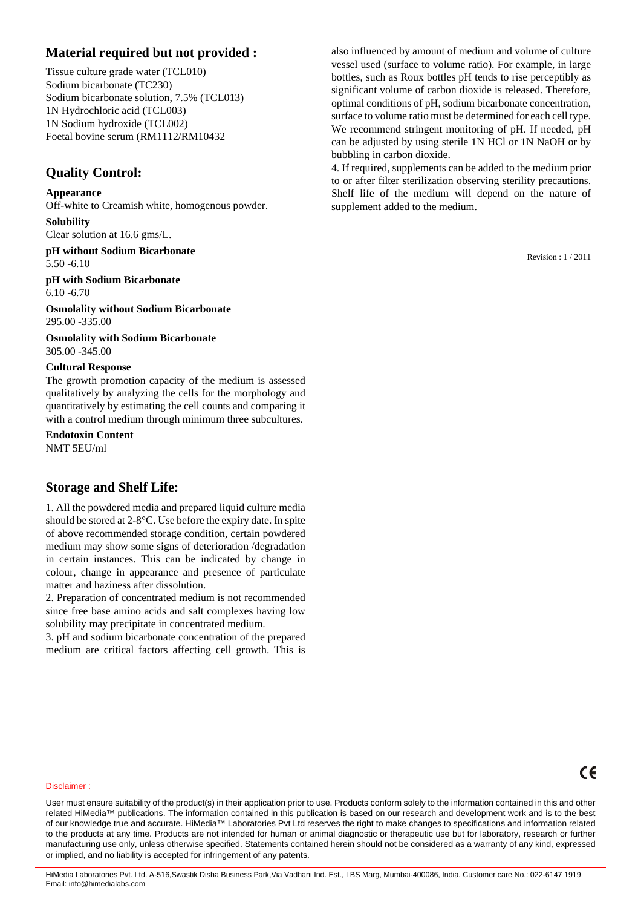## Material required but not provided :

Tissue culture grade water (TCL010)
Sodium bicarbonate (TC230)
Sodium bicarbonate solution, 7.5% (TCL013)
1N Hydrochloric acid (TCL003)
1N Sodium hydroxide (TCL002)
Foetal bovine serum (RM1112/RM10432

## Quality Control:

**Appearance**
Off-white to Creamish white, homogenous powder.

**Solubility**
Clear solution at 16.6 gms/L.

**pH without Sodium Bicarbonate**
5.50 -6.10

**pH with Sodium Bicarbonate**
6.10 -6.70

**Osmolality without Sodium Bicarbonate**
295.00 -335.00

**Osmolality with Sodium Bicarbonate**
305.00 -345.00

**Cultural Response**
The growth promotion capacity of the medium is assessed qualitatively by analyzing the cells for the morphology and quantitatively by estimating the cell counts and comparing it with a control medium through minimum three subcultures.

**Endotoxin Content**
NMT 5EU/ml

## Storage and Shelf Life:

1. All the powdered media and prepared liquid culture media should be stored at 2-8°C. Use before the expiry date. In spite of above recommended storage condition, certain powdered medium may show some signs of deterioration /degradation in certain instances. This can be indicated by change in colour, change in appearance and presence of particulate matter and haziness after dissolution.
2. Preparation of concentrated medium is not recommended since free base amino acids and salt complexes having low solubility may precipitate in concentrated medium.
3. pH and sodium bicarbonate concentration of the prepared medium are critical factors affecting cell growth. This is also influenced by amount of medium and volume of culture vessel used (surface to volume ratio). For example, in large bottles, such as Roux bottles pH tends to rise perceptibly as significant volume of carbon dioxide is released. Therefore, optimal conditions of pH, sodium bicarbonate concentration, surface to volume ratio must be determined for each cell type. We recommend stringent monitoring of pH. If needed, pH can be adjusted by using sterile 1N HCl or 1N NaOH or by bubbling in carbon dioxide.
4. If required, supplements can be added to the medium prior to or after filter sterilization observing sterility precautions. Shelf life of the medium will depend on the nature of supplement added to the medium.

Revision : 1 / 2011

Disclaimer :

User must ensure suitability of the product(s) in their application prior to use. Products conform solely to the information contained in this and other related HiMedia™ publications. The information contained in this publication is based on our research and development work and is to the best of our knowledge true and accurate. HiMedia™ Laboratories Pvt Ltd reserves the right to make changes to specifications and information related to the products at any time. Products are not intended for human or animal diagnostic or therapeutic use but for laboratory, research or further manufacturing use only, unless otherwise specified. Statements contained herein should not be considered as a warranty of any kind, expressed or implied, and no liability is accepted for infringement of any patents.

HiMedia Laboratories Pvt. Ltd. A-516,Swastik Disha Business Park,Via Vadhani Ind. Est., LBS Marg, Mumbai-400086, India. Customer care No.: 022-6147 1919 Email: info@himedialabs.com